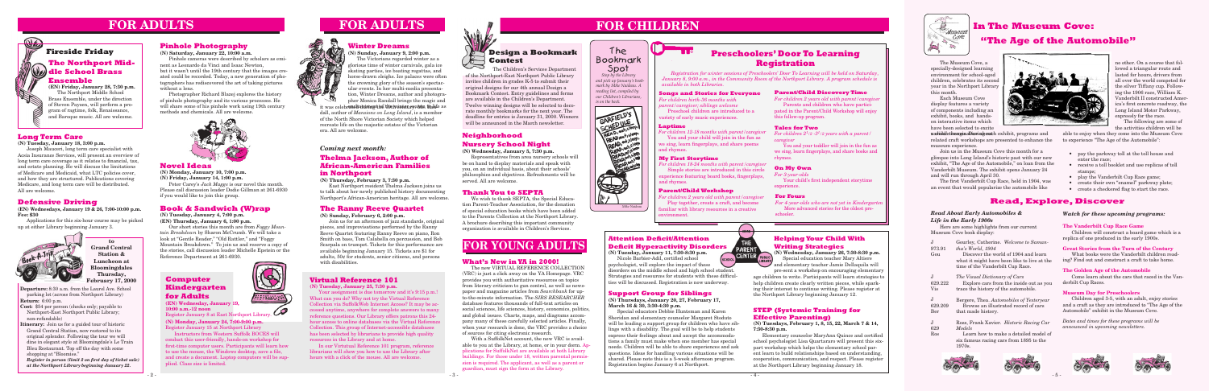# FOR ADULTS

## Fireside Friday

### The Northport Middle School Brass Ensemble

**(EN) Friday, January 28, 7:30 p.m.**

The Northport Middle School Brass Ensemble, under the direction of Steven Paysen, will perform a program of ragtime, folk, Renaissance, and Baroque music. All are welcome.

## Long Term Care

**(N) Tuesday, January 18, 2:00 p.m.**

Joseph Mauceri, long term care specialist with Acsia Insurance Services, will present an overview of long term care coverage as it relates to financial, tax, and estate planning. He will discuss the limitations of Medicare and Medicaid, what LTC policies cover, and how they are structured. Publications covering Medicare, and long term care will be distributed. All are welcome.

## Defensive Driving

**(EN) Wednesdays, January 19 & 26, 7:00-10:00 p.m. Fee: $30**

Applications for this six-hour course may be picked up at either Library beginning January 3.

**to Grand Central Station & Luncheon at Bloomingdales Thursday, February 17, 2000**

**Departure:** 8:30 a.m. from the Laurel Ave. School parking lot (across from Northport Library)

**Return:** 6:00 p.m.

**Cost:** $54 per person (checks only; payable to Northport-East Northport Public Library; non-refundable)

**Itinerary:** Join us for a guided tour of historic Grand Central Station, now restored to its original splendor. Following the tour we will dine in elegant style at Bloomingdale's Le Train Bleu Restaurant. Top off the day with some shopping at "Bloomies."

***Register in person (limit 2 on first day of ticket sale) at the Northport Library beginning January 22.***

## Pinhole Photography

**(N) Saturday, January 22, 10:00 a.m.**

Pinhole cameras were described by scholars as eminent as Leonardo da Vinci and Isaac Newton, but it wasn't until the 19th century that the images created could be recorded. Today, a new generation of photographers has rediscovered the art of taking pictures without a lens.

Photographer Richard Blazej explores the history of pinhole photography and its various processes. He will share some of his pinhole work using 19th century methods and chemicals. All are welcome.

## Novel Ideas

**(N) Monday, January 10, 7:00 p.m.**
**(N) Friday, January 14, 1:00 p.m.**

Peter Carey's *Jack Maggs* is our novel this month. Please call discussion leader Dolše Gillman at 261-6930 if you would like to join this group.

## Book & Sandwich (W)rap

**(N) Tuesday, January 4, 7:00 p.m.**
**(EN) Thursday, January 6, 1:00 p.m.**

Our short stories this month are from *Foggy Mountain Breakdown* by Sharon McCrumb. We will take a look at "Gentle Reader," "Old Rattler," and "Foggy Mountain Breakdown." To join us and reserve a copy of the stories, call discussion leader Michelle Epstein or the Reference Department at 261-6930.

## Computer Kindergarten for Adults

**(EN) Wednesday, January 19, 10:00 a.m.-12 noon**
Register January 8 at East Northport Library

**(N) Monday, January 24, 7:00-9:00 p.m.**
Register January 15 at Northport Library

Instructors from Western Suffolk BOCES will conduct this user-friendly, hands-on workshop for first-time computer users. Participants will learn how to use the mouse, the Windows desktop, save a file, and create a document. Laptop computers will be supplied. Class size is limited.

## Winter Dreams

**(N) Sunday, January 9, 2:00 p.m.**

The Victorians regarded winter as a glorious time of winter carnivals, gala ice skating parties, ice boating regattas, and horse-drawn sleighs. Ice palaces were often the crowning glory of the season's spectacular events. In her multi-media presentation, Winter Dreams, author and photographer Monica Randall brings the magic and mystery of the Victorian winter to life. Randall, author of *Mansions on Long Island*, is a member of the North Shore Victorian Society which helped recreate life on the majestic estates of the Victorian era. All are welcome.

it was celebrated during the Victorian era.

### *Coming next month:*

## Thelma Jackson, Author of African-American Families in Northport

**(N) Thursday, February 3, 7:30 p.m.**

East Northport resident Thelma Jackson joins us to talk about her newly published history documenting Northport's African-American heritage. All are welcome.

## The Ranny Reeve Quartet

**(N) Sunday, February 6, 2:00 p.m.**

Join us for an afternoon of jazz standards, original pieces, and improvisations performed by the Ranny Reeve Quartet featuring Ranny Reeve on piano, Ron Smith on bass, Tom Calabella on percussion, and Bob Scarpula on trumpet. Tickets for this performance are available beginning January 15. Tickets are $1 for adults, 50¢ for students, senior citizens, and persons with disabilities.

## Virtual Reference 101

**(N) Tuesday, January 25, 7:30 p.m.**

Your assignment is due tomorrow and it's 9:15 p.m.! What can you do? Why not try the Virtual Reference Collection via SuffolkWeb Internet Access? It may be accessed anytime, anywhere for complete answers to many reference questions. Our Library offers patrons this 24-hour access to online databases via the Virtual Reference Collection. This group of Internet-accessible databases has been selected by librarians to provide high quality resources in the Library and at home.

In our Virtual Reference 101 program, reference librarians will show you how to use the Library after hours with a click of the mouse. All are welcome.

# FOR CHILDREN

## Design a Bookmark Contest

The Children's Services Department of the Northport-East Northport Public Library invites children in grades K-5 to submit their original designs for our 4th annual Design a Bookmark Contest. Entry guidelines and forms are available in the Children's Department. Twelve winning designs will be selected to decorate monthly bookmarks for the next year. The deadline for entries is January 31, 2000. Winners will be announced in the March newsletter.

**The Bookmark Spot**

*Stop by the Library and pick up January's bookmark by Mike Naidane. A reading list, compiled by our Children's Librarians, is on the back.*

## Neighborhood Nursery School Night

**(N) Wednesday, January 5, 7:30 p.m.**

Representatives from area nursery schools will be on hand to display materials and speak with you, on an individual basis, about their schools' philosophies and objectives. Refreshments will be served. All are welcome.

## Thank You to SEPTA

We wish to thank SEPTA, the Special Education Parent-Teacher Association, for the donation of special education books which have been added to the Parents' Collection at the Northport Library. A brochure describing this important community organization is available in Children's Services.

## Preschoolers' Door To Learning Registration

*Registration for winter sessions of Preschoolers' Door To Learning will be held on Saturday, January 8, 9:00 a.m., in the Community Room of the Northport Library. A program schedule is available in both Libraries.*

### Songs and Stories for Everyone

*For children birth-36 months with parent/caregiver; siblings welcome*

Preschool children are introduced to a variety of early music experiences.

### Laptime

*For children 12-18 months with parent/caregiver*

You and your child will join in the fun as we sing, learn fingerplays, and share poems and rhymes.

### My First Storytime

*For children 18-24 months with parent/caregiver*

Simple stories are introduced in this circle experience featuring board books, fingerplays, and rhymes.

### Parent/Child Workshop

*For children 2 years old with parent/caregiver*

Play together, create a craft, and become familiar with library resources in a creative environment.

### Parent/Child Discovery Time

*For children 2 years old with parent/caregiver*

Parents and children who have participated in the Parent/Child Workshop will enjoy this follow-up program.

### Tales for Two

*For children 2½-3½ years with a parent/caregiver*

You and your toddler will join in the fun as we sing, learn fingerplays, and share books and rhymes.

### On My Own

*For 3-year-olds*

Your child's first independent storytime experience.

### For Fours

*For 4-year-olds who are not yet in Kindergarten*

More advanced stories for the oldest preschooler.

# FOR YOUNG ADULTS

## What's New in YA in 2000!

The new VIRTUAL REFERENCE COLLECTION (VRC) is just a click away on the YA Homepage. VRC provides you with authoritative resources on topics from literary criticism to gun control, as well as newspaper and magazine articles from SuperSearch for up-to-the-minute information. The *SIRS RESEARCHER* database features thousands of full-text articles on social sciences, life sciences, history, economics, politics, and global issues. Charts, maps, and diagrams accompany many of these carefully selected articles. Finally, when your research is done, the VRC provides a choice of sources for citing electronic research.

With a SuffolkNet account, the new VRC is available to you at the Library, at home, or in your dorm. Applications for SuffolkNet are available at both Library buildings. For those under 18, written parental permission is required. The applicant, as well as a parent or guardian, must sign the form at the Library.

## Attention Deficit/Attention Deficit Hyperactivity Disorders

**(N) Tuesday, January 11, 7:30-9:30 p.m.**

Nicole Barbier-Adil, certified school psychologist, will explore the impact of these disorders on the middle school and high school student. Strategies and resources for students with these difficulties will be discussed. Registration is now underway.

## Support Group for Siblings

**(N) Thursdays, January 20, 27, February 17, March 16 & 30, 3:30-4:30 p.m.**

Special educators Debbie Huntsman and Karen Sheridan and elementary counselor Margaret Stodola will be leading a support group for children who have siblings with a disability. The goal will be to help students express their feelings about and accept the accommodations a family must make when one member has special needs. Children will be able to share experiences and ask questions. Ideas for handling various situations will be shared. Please note this is a 5-week afternoon program. Registration begins January 6 at Northport.

## Helping Your Child With Writing Strategies

**(N) Wednesday, January 26, 7:30-8:30 p.m.**

Special education teacher Mary Altiere and elementary teacher Jamie DeIlaquila will pre-sent a workshop on encouraging elementary age children to write. Participants will learn strategies to help children create clearly written pieces, while sparking their interest to continue writing. Please register at the Northport Library beginning January 12.

## STEP (Systemic Training for Effective Parenting)

**(N) Tuesdays, February 1, 8, 15, 22, March 7 & 14, 7:30-8:30 p.m.**

Elementary counselor MaryAnn Quinos and certified school psychologist Lisa Quartararo will present this six-part workshop which helps the elementary school parent learn to build relationships based on understanding, cooperation, communication, and respect. Please register at the Northport Library beginning January 18.

## In The Museum Cove: "The Age of the Automobile"

The Museum Cove, a specially-designed learning environment for school-aged children, celebrates its second year in the Northport Library this month.

Each Museum Cove display features a variety of components including an exhibit, books, and hands-on interactive items which have been selected to excite and stimulate young minds. Exhibits, programs and related craft workshops are presented to enhance the museum experience.

Join us in the Museum Cove this month for a glimpse into Long Island's historic past with our new exhibit, "The Age of the Automobile," on loan from the Vanderbilt Museum. The exhibit opens January 24 and will run through April 30.

The first Vanderbilt Cup Race, held in 1904, was an event that would popularize the automobile like no other. On a course that followed a triangular route and lasted for hours, drivers from all over the world competed for the silver Tiffany cup. Following the 1906 race, William K. Vanderbilt II constructed America's first concrete roadway, the Long Island Motor Parkway, expressly for the race.

The following are some of the activities children will be able to enjoy when they come into the Museum Cove to experience "The Age of the Automobile":

- pay the parkway toll at the toll house and enter the race;
- receive a toll booklet and use replicas of toll stamps;
- play the Vanderbilt Cup Race game;
- create their own "enamel" parkway plate;
- create a checkered flag to start the race.

## Read, Explore, Discover

### *Read About Early Automobiles & Life in the Early 1900s*

Here are some highlights from our current Museum Cove book display:

J 973.91 Gou — Gourley, Catherine. *Welcome to Samantha's World, 1904*
Discover the world of 1904 and learn what it might have been like to live at the time of the Vanderbilt Cup Race.

J 629.222 Vis — *The Visual Dictionary of Cars*
Explore cars from the inside out as you trace the history of the automobile.

J 629.209 Ber — Bergere, Thea. *Automobiles of Yesteryear*
Browse an illustrated record of cars that made history.

J 629 Ros — Ross, Frank Xavier. *Historic Racing Car Models*
Learn how to make a detailed model of six famous racing cars from 1895 to the 1970s.

### *Watch for these upcoming programs:*

**The Vanderbilt Cup Race Game**

Children will construct a board game which is a replica of one produced in the early 1900s.

**Great Stories from the Turn of the Century**

What books were the Vanderbilt children reading? Find out and construct a craft to take home.

**The Golden Age of the Automobile**

Come learn about the cars that raced in the Vanderbilt Cup Races.

**Museum Day for Preschoolers**

Children aged 3-5, with an adult, enjoy stories and a craft as they are introduced to "The Age of the Automobile" exhibit in the Museum Cove.

*Dates and times for these programs will be announced in upcoming newsletters.*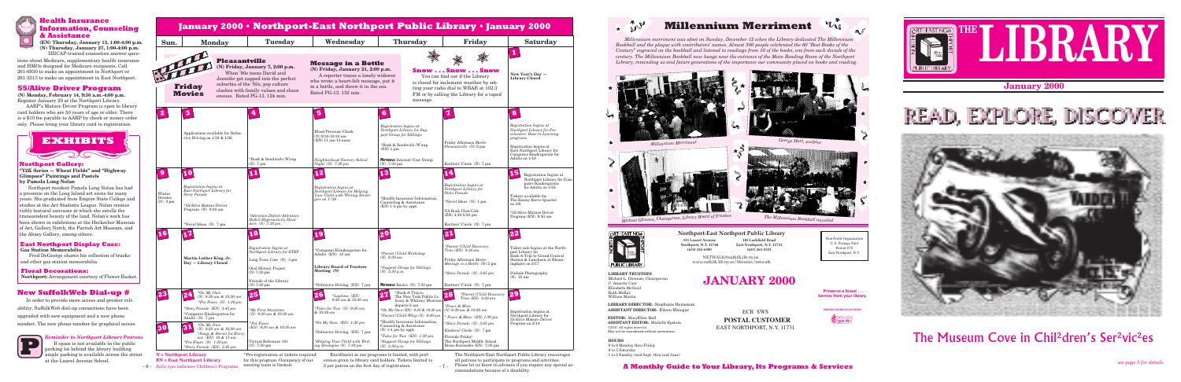## Health Insurance Information, Counseling & Assistance

**(EN) Thursday, January 13, 1:00-4:00 p.m.**
**(N) Thursday, January 27, 1:00-4:00 p.m.**

HIICAP-trained counselors answer questions about Medicare, supplementary health insurance and HMOs designed for Medicare recipients. Call 261-6930 to make an appointment in Northport or 261-2313 to make an appointment in East Northport.

## 55/Alive Driver Program

**(N) Monday, February 14, 9:30 a.m.-4:30 p.m.**

Register January 29 at the Northport Library.

AARP's Mature Driver Program is open to library card holders who are 50 years of age or older. There is a $10 fee payable to AARP by check or money order only. Please bring your library card to registration.

## EXHIBITS

### Northport Gallery:

**"Y2K Series — Wheat Fields" and "Highway Glimpses" Paintings and Pastels by Pamela Long Nolan**

Northport resident Pamela Long Nolan has had a presence on the Long Island art scene for many years. She graduated from Empire State College and studies at the Art Students League. Nolan creates richly textured canvases in which she extolls the transcendent beauty of the land. Nolan's work has been shown in exhibitions at the Heckscher Museum of Art, Gallery North, the Parrish Art Museum, and the Abney Gallery, among others.

### East Northport Display Case:

**Gas Station Memorabilia**

Fred DeGeorge shares his collection of trucks and other gas station memorabilia.

### Floral Decorations:

**Northport:** Arrangement courtesy of Flower Basket.

## New SuffolkWeb Dial-up #

In order to provide more access and greater reliability, SuffolkWeb dial-up connections have been upgraded with new equipment and a new phone number. The new phone number for graphical access ...

### Reminder to Northport Library Patrons

If space is not available in the public parking lot behind the library building ample parking is available across the street at the Laurel Avenue School.

# January 2000 • Northport-East Northport Public Library • January 2000

### Friday Movies

**Pleasantville**
**(N) Friday, January 7, 2:00 p.m.**
When '90s teens David and Jennifer get zapped into the perfect suburbia of the '50s, pop culture clashes with family values and chaos ensues. Rated PG-13. 124 min.

**Message in a Bottle**
**(N) Friday, January 21, 2:00 p.m.**
A reporter traces a lonely widower who wrote a heart-felt message, put it in a bottle, and threw it in the sea. Rated PG-13. 132 min.

**Snow . . . Snow . . . Snow**
You can find out if the Library is closed for inclement weather by getting your radio dial to WBAB at 102.3 FM or by calling the Library for a taped message.

| Sun. | Monday | Tuesday | Wednesday | Thursday | Friday | Saturday |
|---|---|---|---|---|---|---|
| | | | | | | **1** New Year's Day — Library Closed |
| **2** | **3** Applications available for Defensive Driving on 1/19 & 1/26 | **4** *Book & Sandwich Wrap (N) 7 pm | **5** Blood Pressure Check (N) 9:30-10:30 am (EN) 11 am-12 noon<br>Neighborhood Nursery School Night (N) 7:30 pm | **6** *Registration begins at Northport Library for Support Group for Siblings*<br>*Book & Sandwich Wrap (EN) 1 pm<br>**Netwise:** Internet User Group (N) 7:30 pm | **7** Friday Afternoon Movie: *Pleasantville* (N) 2 pm<br>Knitters' Circle (N) 7 pm | **8** *Registration begins at Northport Library for Preschoolers' Door-to-Learning programs*<br>Registration begins at East Northport Library for Computer Kindergarten for Adults on 1/19 |
| **9** Winter Dreams (N) 2 pm | **10** *Registration begins at East Northport Library for Story Parade*<br>*55/Alive Mature Driver Program (N) 9:30 am<br>*Novel Ideas (N) 7 pm | **11** *Attention Deficit/Attention Deficit Hyperactivity Disorders (N) 7:30 pm* | **12** *Registration begins at Northport Library for Helping Your Child with Writing Strategies on 1/26* | **13** *Health Insurance Information, Counseling & Assistance (EN) 1-4 pm by appt. | **14** *Registration begins at Northport Library for Story Parade*<br>*Novel Ideas (N) 1 pm<br>VA Book Chat Café (EN) 4:30-5:30 pm<br>Knitters' Circle (N) 7 pm | **15** Registration begins at Northport Library for Computer Kindergarten for Adults on 1/24<br>Tickets available for The Emmy Reeve Quartet on 2/6<br>*55/Alive Mature Driver Program (N) 9:30 am |
| **16** | **17** Martin Luther King, Jr. Day — Library Closed | **18** *Registration begins at Northport Library for STEP*<br>Long Term Care (N) 3 pm<br>Oral History Project (N) 7:30 pm<br>Friends of the Library (N) 7:30 pm | **19** *Computer Kindergarten for Adults (EN) 10 am<br>**Library Board of Trustees Meeting (N)**<br>*Defensive Driving (EN) 7 pm | **20** *Parent/Child Workshop (N) 9:30 am*<br>*Support Group for Siblings (N) 3:30 pm*<br>**Netwise:** Basics (N) 7:30 pm | **21** *Parent/Child Discovery Time (EN) 9:30 am*<br>Friday Afternoon Movie: *Message in a Bottle* (N) 2 pm<br>*Story Parade (N) 3:45 pm*<br>Knitters' Circle (N) 7 pm | **22** Ticket sale begins at the Northport Library for Book-A-Trip to Grand Central Station & Luncheon at Bloomingdale's on 2/17<br>Pinhole Photography (N) 10 am |
| **23** / **30** | **24** *On My Own (N) 9:30 am & 10:30 am*<br>*For Fours (N) 1:30 pm*<br>*Story Parade (EN) 3:45 pm*<br>*Computer Kindergarten for Adults (N) 7 pm<br>**31** *On My Own (N) 9:30 am & 10:30 am*<br>*Songs & Stories for Everyone (EN) 10 & 11 am*<br>*For Fours (N) 1:30 pm*<br>*Story Parade (EN) 3:45 pm* | **25** *My First Storytime (N) 9:30 am & 10:30 am*<br>*For Fours (EN) 9:30 am & 10:30 am*<br>Virtual Reference 101 (N) 7:30 pm | **26** *Lapsitsc (EN) 9:30 am & 10:30 am*<br>*Tales for Two (N) 9:30 am & 10:30 am*<br>*On My Own (EN) 1:30 pm*<br>*Defensive Driving (EN) 7 pm<br>*Helping Your Child with Writing Strategies (N) 7:30 pm* | **27** *Book-A-Trip to The New York Public Library & Whitney Museum departs 8 am<br>*On My Own (EN) 9:30 & 10:30 am*<br>*Parent/Child Wksp (N) 9:30 am*<br>*Health Insurance Information, Counseling & Assistance (N) 1-4 pm by appt.<br>*Tales for Two (EN) 1:30 pm*<br>*Support Group for Siblings (N) 3:30 pm* | **28** *Parent/Child Discovery Time (EN) 9:30 am*<br>*Fours & More (N) 9:30 am & 10:30 am*<br>* *Fours & More (EN) 1:30 pm*<br>*Story Parade (N) 3:45 pm*<br>Knitters' Circle (N) 7 pm<br>Fireside Friday: The Northport Middle School Brass Ensemble (EN) 7:30 pm | **29** Registration begins at Northport Library for 55/Alive Mature Driver Program on 2/14 |

**N = Northport Library**
**EN = East Northport Library**
*Italic type* indicates Children's Programs.

*Pre-registration or tickets required for this program. Occupancy of our meeting room is limited.

Enrollment in our programs is limited, with preference given to library card holders. Tickets limited to 2 per patron on the first day of registration.

The Northport-East Northport Public Library encourages all patrons to participate in programs and activities. Please let us know in advance if you require any special accommodations because of a disability.

# Millennium Merriment

*Millennium merriment was afoot on Sunday, December 12 when the Library dedicated The Millennium Bookhall and the plaque with contributors' names. Almost 300 people celebrated the 60 "Best Books of the Century" engraved on the bookhall and listened to readings from 20 of the books, one from each decade of the century. The Millennium Bookhall now hangs near the entrance of the Main Reading Room of the Northport Library, reminding us and future generations of the importance our community placed on books and reading.*

*Millennium Merriment*

*George Hart, sculptor*

*Michael Gleeman, Chairperson, Library Board of Trustees*

*The Millennium Bookhall unveiled*

**Northport-East Northport Public Library**

151 Laurel Avenue
Northport, N.Y. 11768
(631) 261-6930

185 Larkfield Road
East Northport, N.Y. 11731
(631) 261-2313

NETWALK@suffolk.lib.ny.us
www.suffolk.lib.ny.us/libraries/netwalk

**LIBRARY TRUSTEES**
Michael L. Gleeman, Chairperson
C. Annette Carr
Elizabeth McDevitt
Ruth Miller
William Martin

**LIBRARY DIRECTOR:** Stephanie Heineman
**ASSISTANT DIRECTOR:** Eileen Minogue

**EDITOR:** MaryEllen Moll
**ASSISTANT EDITOR:** Michelle Epstein
©2000 All rights reserved.
May not be reproduced without permission.

**HOURS**
9 to 9 Monday thru Friday
9 to 5 Saturday
1 to 5 Sunday (mid-Sept. thru mid-June)

Non Profit Organization
U.S. Postage Paid
Permit #79
East Northport, N.Y.

# JANUARY 2000

ECR SWS
**POSTAL CUSTOMER**
EAST NORTHPORT, N.Y. 11731

Preserve a forest . . . borrow from your library.

**A Monthly Guide to Your Library, Its Programs & Services**

# THE LIBRARY

**January 2000**

# READ, EXPLORE, DISCOVER

# The Museum Cove in Chil²dren's Ser²vic²es

*see page 5 for details*